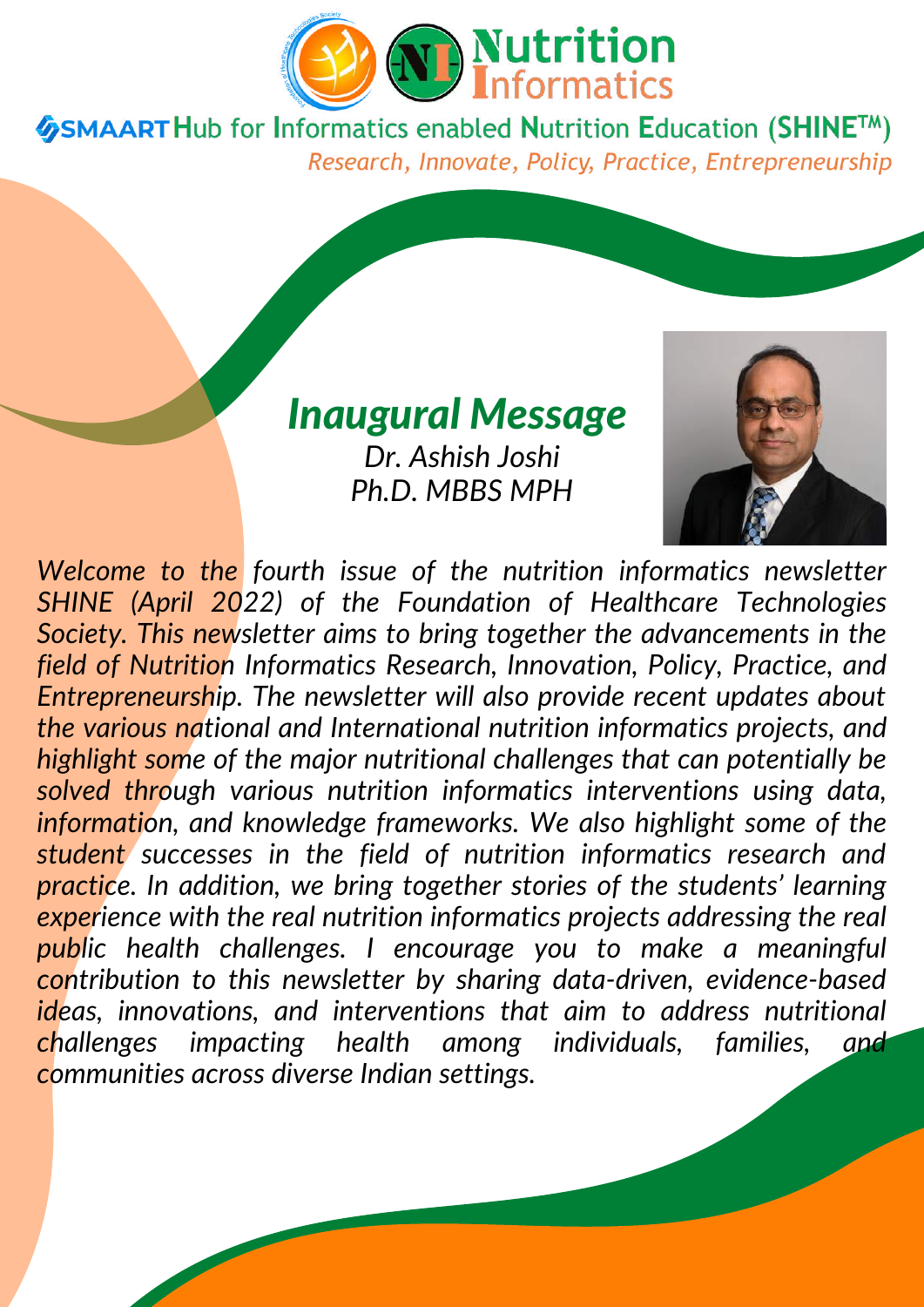# Nutrition Informatics

**SMAART Hub for Informatics enabled Nutrition Education (SHINE™)**

*Research, Innovate, Policy, Practice, Entrepreneurship*

## *Inaugural Message*

*Dr. Ashish Joshi*
*Ph.D. MBBS MPH*

*Welcome to the fourth issue of the nutrition informatics newsletter SHINE (April 2022) of the Foundation of Healthcare Technologies Society. This newsletter aims to bring together the advancements in the field of Nutrition Informatics Research, Innovation, Policy, Practice, and Entrepreneurship. The newsletter will also provide recent updates about the various national and International nutrition informatics projects, and highlight some of the major nutritional challenges that can potentially be solved through various nutrition informatics interventions using data, information, and knowledge frameworks. We also highlight some of the student successes in the field of nutrition informatics research and practice. In addition, we bring together stories of the students' learning experience with the real nutrition informatics projects addressing the real public health challenges. I encourage you to make a meaningful contribution to this newsletter by sharing data-driven, evidence-based ideas, innovations, and interventions that aim to address nutritional challenges impacting health among individuals, families, and communities across diverse Indian settings.*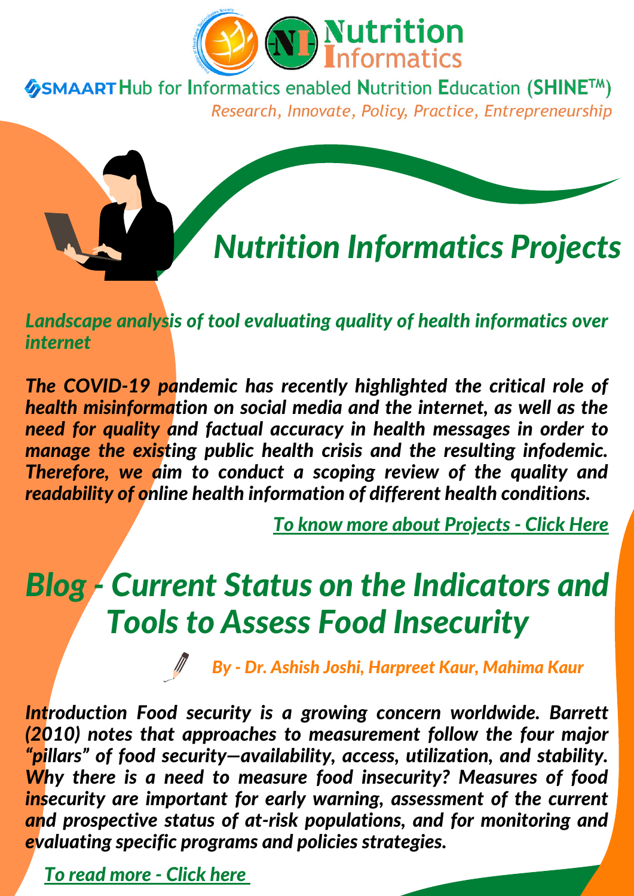Nutrition Informatics

SMAART Hub for Informatics enabled Nutrition Education (SHINE™)

*Research, Innovate, Policy, Practice, Entrepreneurship*

# *Nutrition Informatics Projects*

***Landscape analysis of tool evaluating quality of health informatics over internet***

***The COVID-19 pandemic has recently highlighted the critical role of health misinformation on social media and the internet, as well as the need for quality and factual accuracy in health messages in order to manage the existing public health crisis and the resulting infodemic. Therefore, we aim to conduct a scoping review of the quality and readability of online health information of different health conditions.***

***To know more about Projects - Click Here***

# *Blog - Current Status on the Indicators and Tools to Assess Food Insecurity*

***By - Dr. Ashish Joshi, Harpreet Kaur, Mahima Kaur***

***Introduction Food security is a growing concern worldwide. Barrett (2010) notes that approaches to measurement follow the four major "pillars" of food security—availability, access, utilization, and stability. Why there is a need to measure food insecurity? Measures of food insecurity are important for early warning, assessment of the current and prospective status of at-risk populations, and for monitoring and evaluating specific programs and policies strategies.***

***To read more - Click here***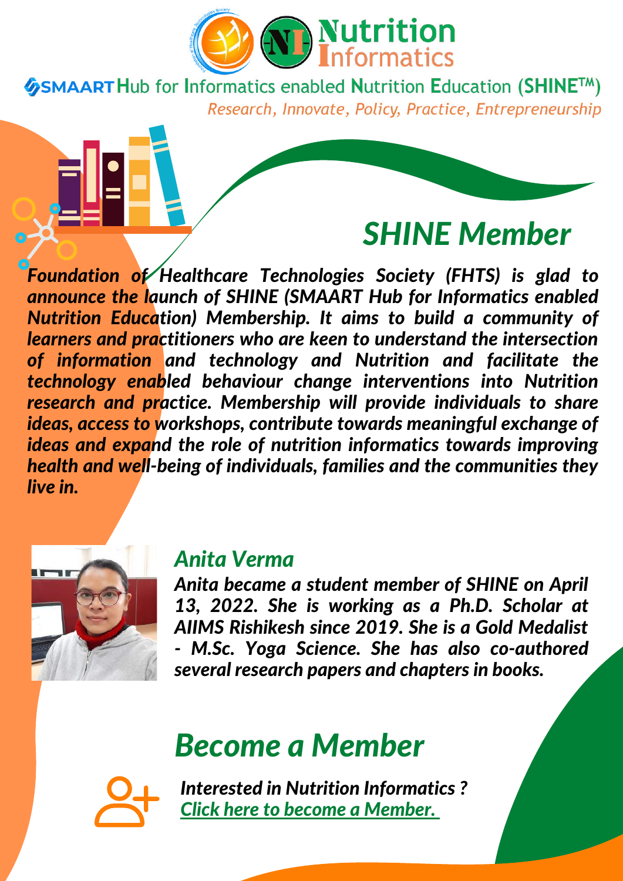# Nutrition Informatics

**SMAART Hub for Informatics enabled Nutrition Education (SHINE™)**

*Research, Innovate, Policy, Practice, Entrepreneurship*

## *SHINE Member*

***Foundation of Healthcare Technologies Society (FHTS) is glad to announce the launch of SHINE (SMAART Hub for Informatics enabled Nutrition Education) Membership. It aims to build a community of learners and practitioners who are keen to understand the intersection of information and technology and Nutrition and facilitate the technology enabled behaviour change interventions into Nutrition research and practice. Membership will provide individuals to share ideas, access to workshops, contribute towards meaningful exchange of ideas and expand the role of nutrition informatics towards improving health and well-being of individuals, families and the communities they live in.***

### *Anita Verma*

***Anita became a student member of SHINE on April 13, 2022. She is working as a Ph.D. Scholar at AIIMS Rishikesh since 2019. She is a Gold Medalist - M.Sc. Yoga Science. She has also co-authored several research papers and chapters in books.***

## *Become a Member*

***Interested in Nutrition Informatics ?***
***Click here to become a Member.***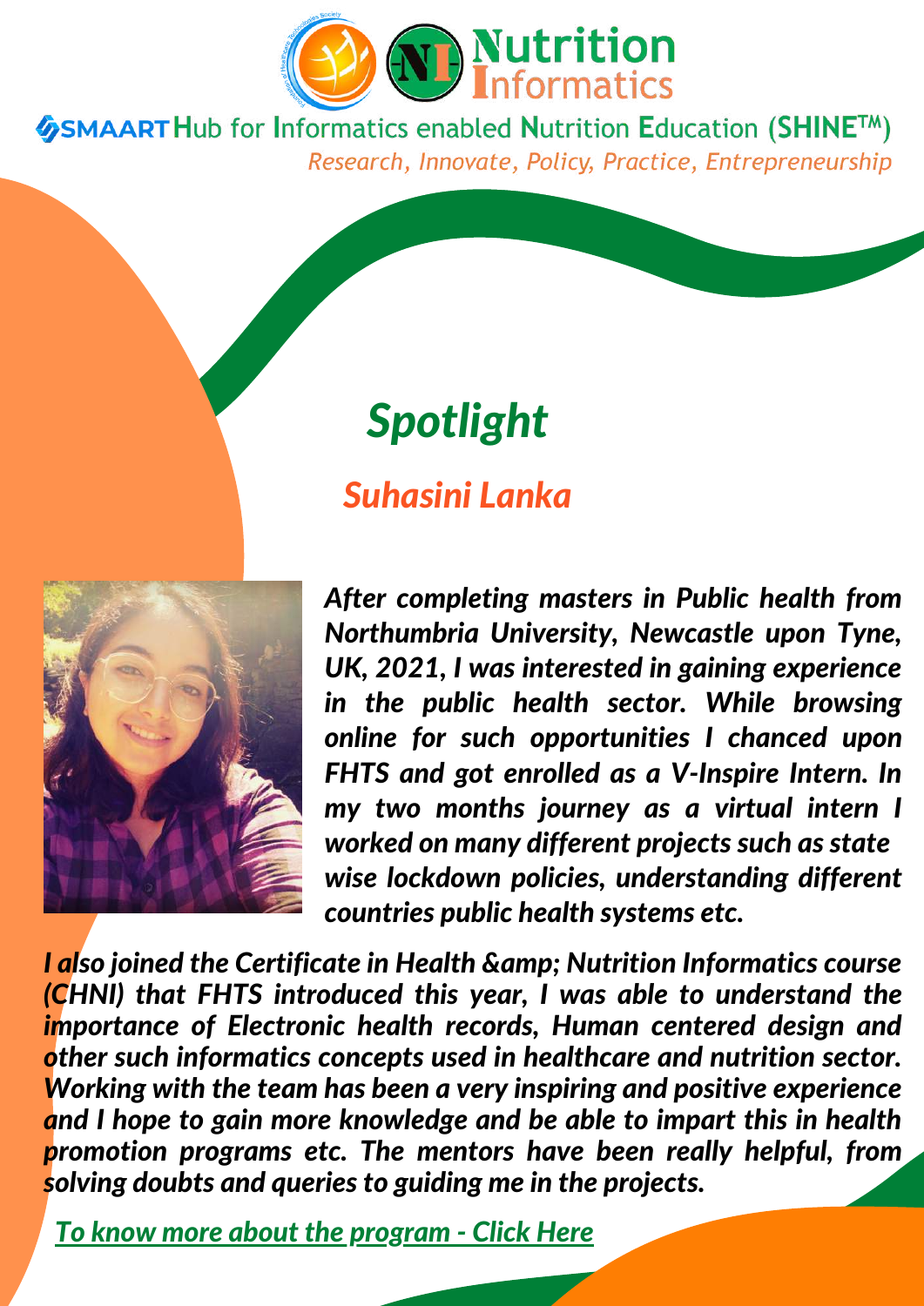# Nutrition Informatics

**SMAART Hub for Informatics enabled Nutrition Education (SHINE™)**

*Research, Innovate, Policy, Practice, Entrepreneurship*

## *Spotlight*

### *Suhasini Lanka*

***After completing masters in Public health from Northumbria University, Newcastle upon Tyne, UK, 2021, I was interested in gaining experience in the public health sector. While browsing online for such opportunities I chanced upon FHTS and got enrolled as a V-Inspire Intern. In my two months journey as a virtual intern I worked on many different projects such as state wise lockdown policies, understanding different countries public health systems etc.***

***I also joined the Certificate in Health &amp; Nutrition Informatics course (CHNI) that FHTS introduced this year, I was able to understand the importance of Electronic health records, Human centered design and other such informatics concepts used in healthcare and nutrition sector. Working with the team has been a very inspiring and positive experience and I hope to gain more knowledge and be able to impart this in health promotion programs etc. The mentors have been really helpful, from solving doubts and queries to guiding me in the projects.***

*To know more about the program - Click Here*